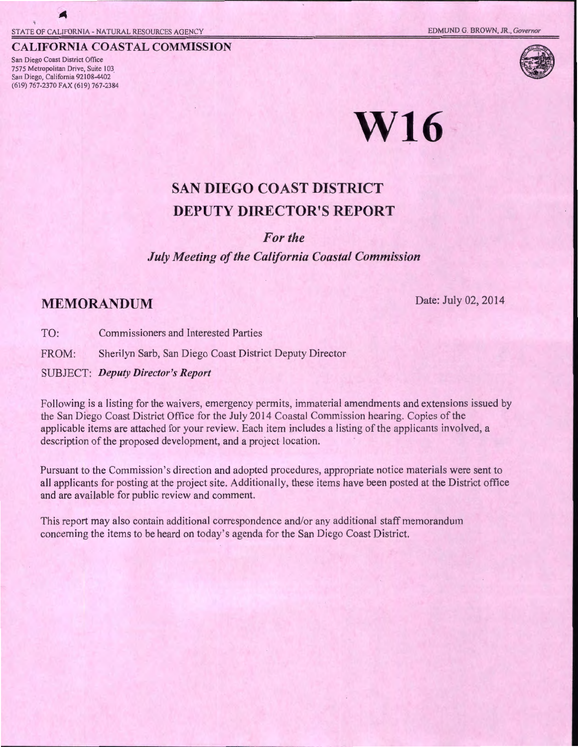STATE OF CALIFORNIA - NATURAL RESOURCES AGENCY

EDMUND G. BROWN, JR., *Governor*

**CALIFORNIA COASTAL COMMISSION**

San Diego Coast District Office
7575 Metropolitan Drive, Suite 103
San Diego, California 92108-4402
(619) 767-2370 FAX (619) 767-2384

# W16

## SAN DIEGO COAST DISTRICT DEPUTY DIRECTOR'S REPORT

### *For the*

### *July Meeting of the California Coastal Commission*

## MEMORANDUM

Date: July 02, 2014

TO: Commissioners and Interested Parties

FROM: Sherilyn Sarb, San Diego Coast District Deputy Director

SUBJECT: ***Deputy Director's Report***

Following is a listing for the waivers, emergency permits, immaterial amendments and extensions issued by the San Diego Coast District Office for the July 2014 Coastal Commission hearing. Copies of the applicable items are attached for your review. Each item includes a listing of the applicants involved, a description of the proposed development, and a project location.

Pursuant to the Commission's direction and adopted procedures, appropriate notice materials were sent to all applicants for posting at the project site. Additionally, these items have been posted at the District office and are available for public review and comment.

This report may also contain additional correspondence and/or any additional staff memorandum concerning the items to be heard on today's agenda for the San Diego Coast District.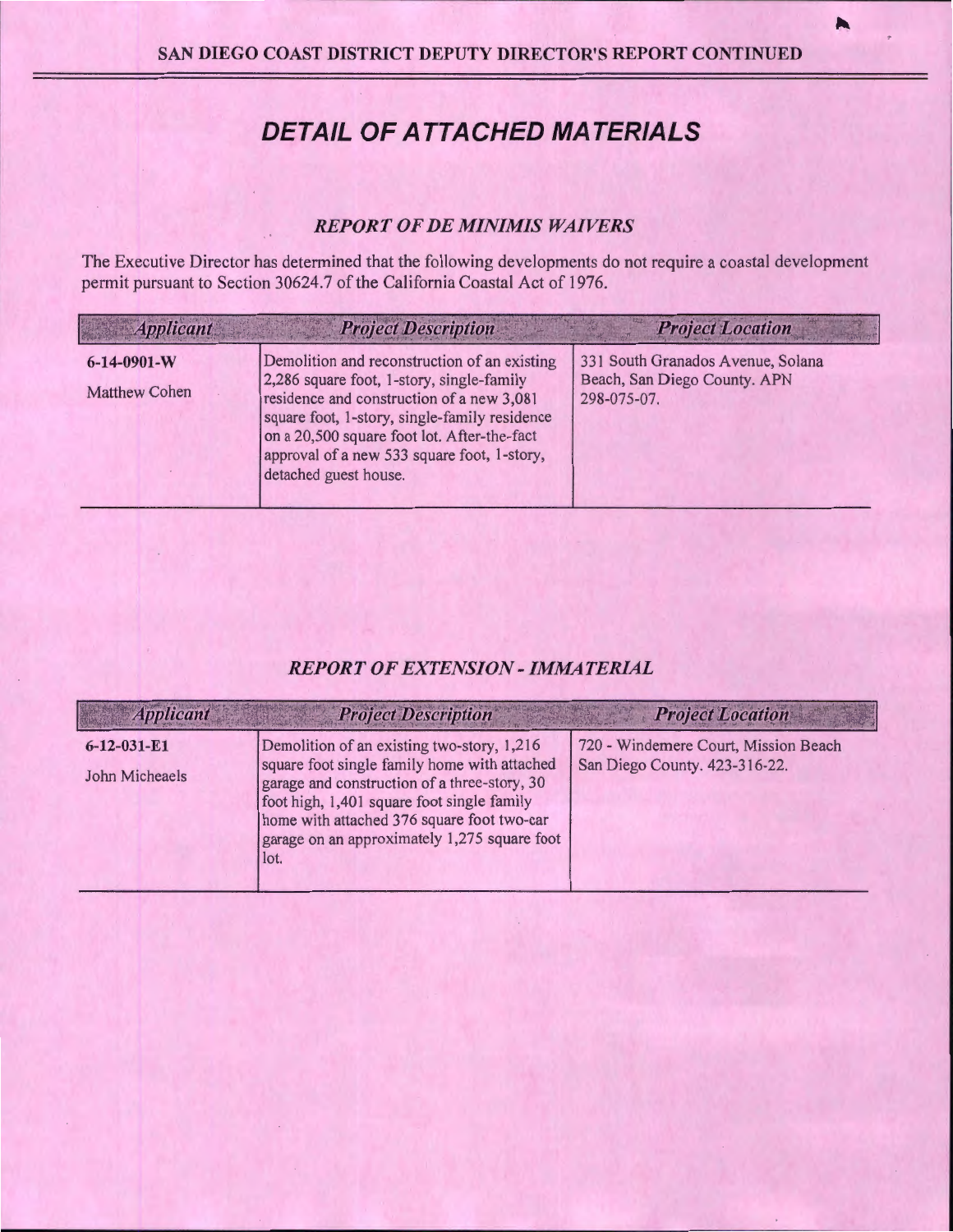# DETAIL OF ATTACHED MATERIALS

## *REPORT OF DE MINIMIS WAIVERS*

The Executive Director has determined that the following developments do not require a coastal development permit pursuant to Section 30624.7 of the California Coastal Act of 1976.

| *Applicant* | *Project Description* | *Project Location* |
|---|---|---|
| **6-14-0901-W**<br>Matthew Cohen | Demolition and reconstruction of an existing 2,286 square foot, 1-story, single-family residence and construction of a new 3,081 square foot, 1-story, single-family residence on a 20,500 square foot lot. After-the-fact approval of a new 533 square foot, 1-story, detached guest house. | 331 South Granados Avenue, Solana Beach, San Diego County. APN 298-075-07. |

## *REPORT OF EXTENSION - IMMATERIAL*

| *Applicant* | *Project Description* | *Project Location* |
|---|---|---|
| **6-12-031-E1**<br>John Micheaels | Demolition of an existing two-story, 1,216 square foot single family home with attached garage and construction of a three-story, 30 foot high, 1,401 square foot single family home with attached 376 square foot two-car garage on an approximately 1,275 square foot lot. | 720 - Windemere Court, Mission Beach San Diego County. 423-316-22. |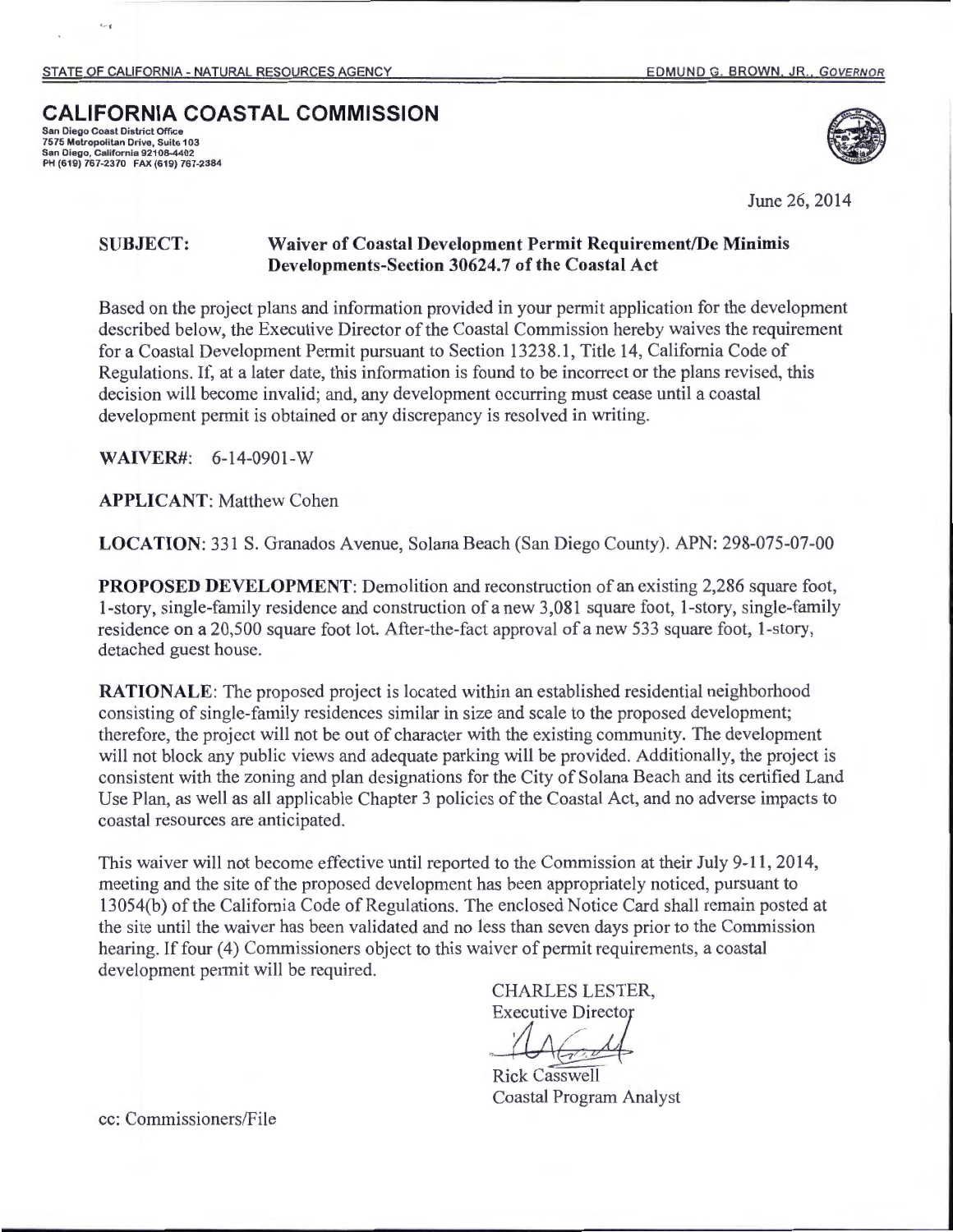STATE OF CALIFORNIA - NATURAL RESOURCES AGENCY

EDMUND G. BROWN, JR., *GOVERNOR*

# CALIFORNIA COASTAL COMMISSION

San Diego Coast District Office
7575 Metropolitan Drive, Suite 103
San Diego, California 92108-4402
PH (619) 767-2370 FAX (619) 767-2384

June 26, 2014

**SUBJECT:** **Waiver of Coastal Development Permit Requirement/De Minimis Developments-Section 30624.7 of the Coastal Act**

Based on the project plans and information provided in your permit application for the development described below, the Executive Director of the Coastal Commission hereby waives the requirement for a Coastal Development Permit pursuant to Section 13238.1, Title 14, California Code of Regulations. If, at a later date, this information is found to be incorrect or the plans revised, this decision will become invalid; and, any development occurring must cease until a coastal development permit is obtained or any discrepancy is resolved in writing.

**WAIVER#:** 6-14-0901-W

**APPLICANT:** Matthew Cohen

**LOCATION:** 331 S. Granados Avenue, Solana Beach (San Diego County). APN: 298-075-07-00

**PROPOSED DEVELOPMENT:** Demolition and reconstruction of an existing 2,286 square foot, 1-story, single-family residence and construction of a new 3,081 square foot, 1-story, single-family residence on a 20,500 square foot lot. After-the-fact approval of a new 533 square foot, 1-story, detached guest house.

**RATIONALE:** The proposed project is located within an established residential neighborhood consisting of single-family residences similar in size and scale to the proposed development; therefore, the project will not be out of character with the existing community. The development will not block any public views and adequate parking will be provided. Additionally, the project is consistent with the zoning and plan designations for the City of Solana Beach and its certified Land Use Plan, as well as all applicable Chapter 3 policies of the Coastal Act, and no adverse impacts to coastal resources are anticipated.

This waiver will not become effective until reported to the Commission at their July 9-11, 2014, meeting and the site of the proposed development has been appropriately noticed, pursuant to 13054(b) of the California Code of Regulations. The enclosed Notice Card shall remain posted at the site until the waiver has been validated and no less than seven days prior to the Commission hearing. If four (4) Commissioners object to this waiver of permit requirements, a coastal development permit will be required.

CHARLES LESTER,
Executive Director

Rick Casswell
Coastal Program Analyst

cc: Commissioners/File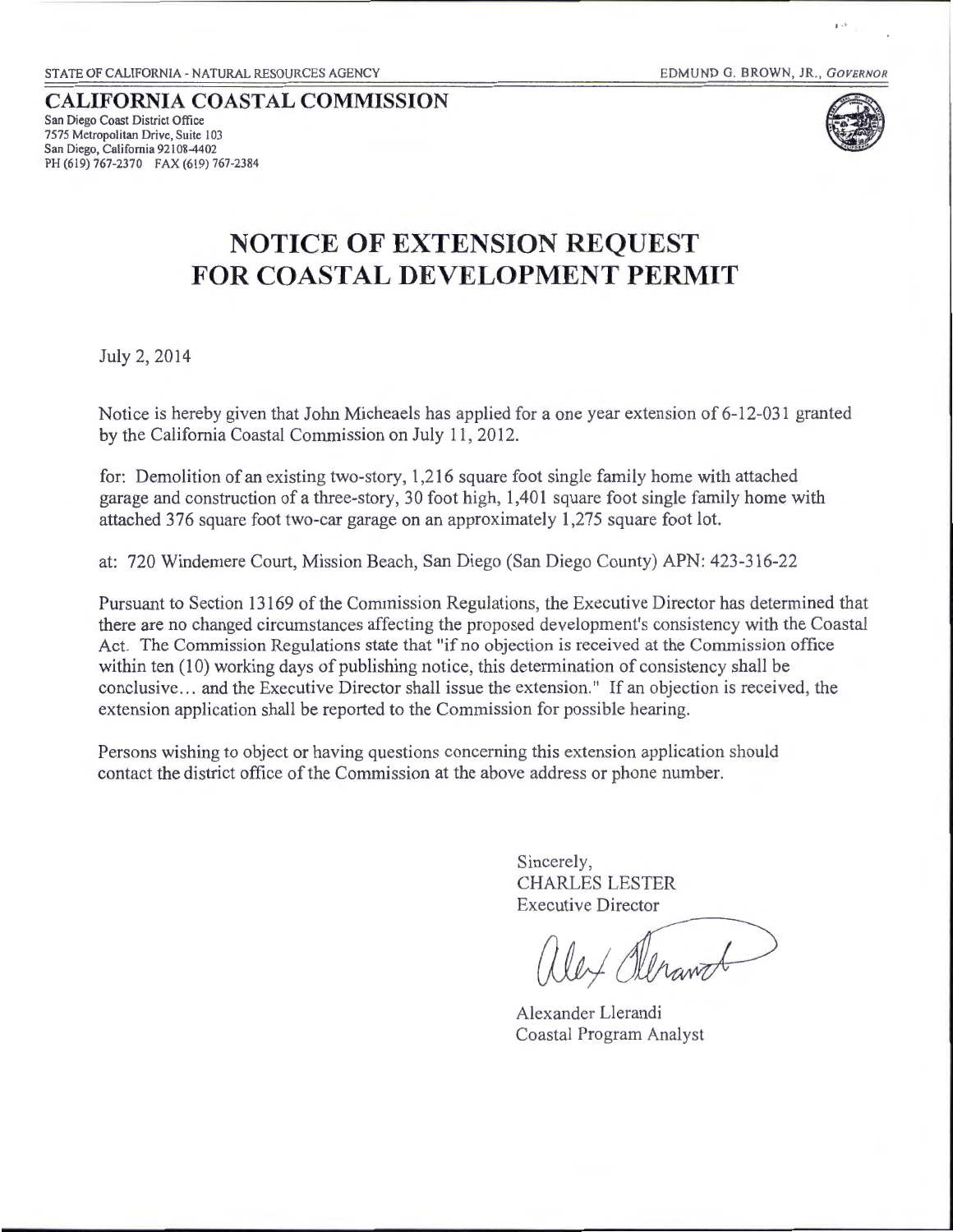STATE OF CALIFORNIA - NATURAL RESOURCES AGENCY EDMUND G. BROWN, JR., *GOVERNOR*

**CALIFORNIA COASTAL COMMISSION**
San Diego Coast District Office
7575 Metropolitan Drive, Suite 103
San Diego, California 92108-4402
PH (619) 767-2370 FAX (619) 767-2384

# NOTICE OF EXTENSION REQUEST FOR COASTAL DEVELOPMENT PERMIT

July 2, 2014

Notice is hereby given that John Micheaels has applied for a one year extension of 6-12-031 granted by the California Coastal Commission on July 11, 2012.

for: Demolition of an existing two-story, 1,216 square foot single family home with attached garage and construction of a three-story, 30 foot high, 1,401 square foot single family home with attached 376 square foot two-car garage on an approximately 1,275 square foot lot.

at: 720 Windemere Court, Mission Beach, San Diego (San Diego County) APN: 423-316-22

Pursuant to Section 13169 of the Commission Regulations, the Executive Director has determined that there are no changed circumstances affecting the proposed development's consistency with the Coastal Act. The Commission Regulations state that "if no objection is received at the Commission office within ten (10) working days of publishing notice, this determination of consistency shall be conclusive... and the Executive Director shall issue the extension." If an objection is received, the extension application shall be reported to the Commission for possible hearing.

Persons wishing to object or having questions concerning this extension application should contact the district office of the Commission at the above address or phone number.

Sincerely,
CHARLES LESTER
Executive Director

Alexander Llerandi
Coastal Program Analyst